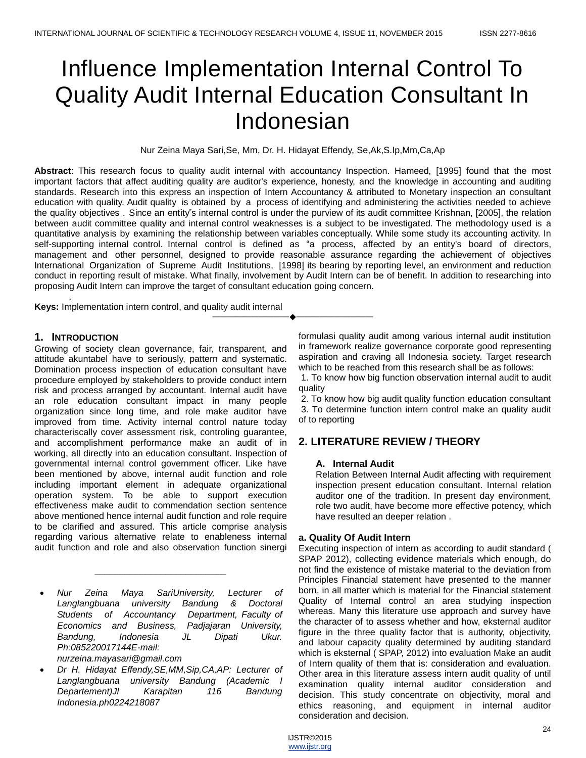# Influence Implementation Internal Control To Quality Audit Internal Education Consultant In Indonesian

Nur Zeina Maya Sari,Se, Mm, Dr. H. Hidayat Effendy, Se,Ak,S.Ip,Mm,Ca,Ap

**Abstract**: This research focus to quality audit internal with accountancy Inspection. Hameed, [1995] found that the most important factors that affect auditing quality are auditor's experience, honesty, and the knowledge in accounting and auditing standards. Research into this express an inspection of Intern Accountancy & attributed to Monetary inspection an consultant education with quality. Audit quality is obtained by a process of identifying and administering the activities needed to achieve the quality objectives . Since an entity"s internal control is under the purview of its audit committee Krishnan, [2005], the relation between audit committee quality and internal control weaknesses is a subject to be investigated. The methodology used is a quantitative analysis by examining the relationship between variables conceptually. While some study its accounting activity. In self-supporting internal control. Internal control is defined as "a process, affected by an entity's board of directors, management and other personnel, designed to provide reasonable assurance regarding the achievement of objectives International Organization of Supreme Audit Institutions, [1998] its bearing by reporting level, an environment and reduction conduct in reporting result of mistake. What finally, involvement by Audit Intern can be of benefit. In addition to researching into proposing Audit Intern can improve the target of consultant education going concern.

**Keys:** Implementation intern control, and quality audit internal

## 1. Introduction

Growing of society clean governance, fair, transparent, and attitude akuntabel have to seriously, pattern and systematic. Domination process inspection of education consultant have procedure employed by stakeholders to provide conduct intern risk and process arranged by accountant. Internal audit have an role education consultant impact in many people organization since long time, and role make auditor have improved from time. Activity internal control nature today characteriscally cover assessment risk, controling guarantee, and accomplishment performance make an audit of in working, all directly into an education consultant. Inspection of governmental internal control government officer. Like have been mentioned by above, internal audit function and role including important element in adequate organizational operation system. To be able to support execution effectiveness make audit to commendation section sentence above mentioned hence internal audit function and role require to be clarified and assured. This article comprise analysis regarding various alternative relate to enableness internal audit function and role and also observation function sinergi formulasi quality audit among various internal audit institution in framework realize governance corporate good representing aspiration and craving all Indonesia society. Target research which to be reached from this research shall be as follows:

1. To know how big function observation internal audit to audit quality
2. To know how big audit quality function education consultant
3. To determine function intern control make an quality audit of to reporting

---

- *Nur Zeina Maya SariUniversity, Lecturer of Langlangbuana university Bandung & Doctoral Students of Accountancy Department, Faculty of Economics and Business, Padjajaran University, Bandung, Indonesia JL Dipati Ukur. Ph:085220017144E-mail: nurzeina.mayasari@gmail.com*
- *Dr H. Hidayat Effendy,SE,MM,Sip,CA,AP: Lecturer of Langlangbuana university Bandung (Academic l Departement)Jl Karapitan 116 Bandung Indonesia.ph0224218087*

## 2. LITERATURE REVIEW / THEORY

### A. Internal Audit

Relation Between Internal Audit affecting with requirement inspection present education consultant. Internal relation auditor one of the tradition. In present day environment, role two audit, have become more effective potency, which have resulted an deeper relation .

### a. Quality Of Audit Intern

Executing inspection of intern as according to audit standard ( SPAP 2012), collecting evidence materials which enough, do not find the existence of mistake material to the deviation from Principles Financial statement have presented to the manner born, in all matter which is material for the Financial statement Quality of Internal control an area studying inspection whereas. Many this literature use approach and survey have the character of to assess whether and how, eksternal auditor figure in the three quality factor that is authority, objectivity, and labour capacity quality determined by auditing standard which is eksternal ( SPAP, 2012) into evaluation Make an audit of Intern quality of them that is: consideration and evaluation. Other area in this literature assess intern audit quality of until examination quality internal auditor consideration and decision. This study concentrate on objectivity, moral and ethics reasoning, and equipment in internal auditor consideration and decision.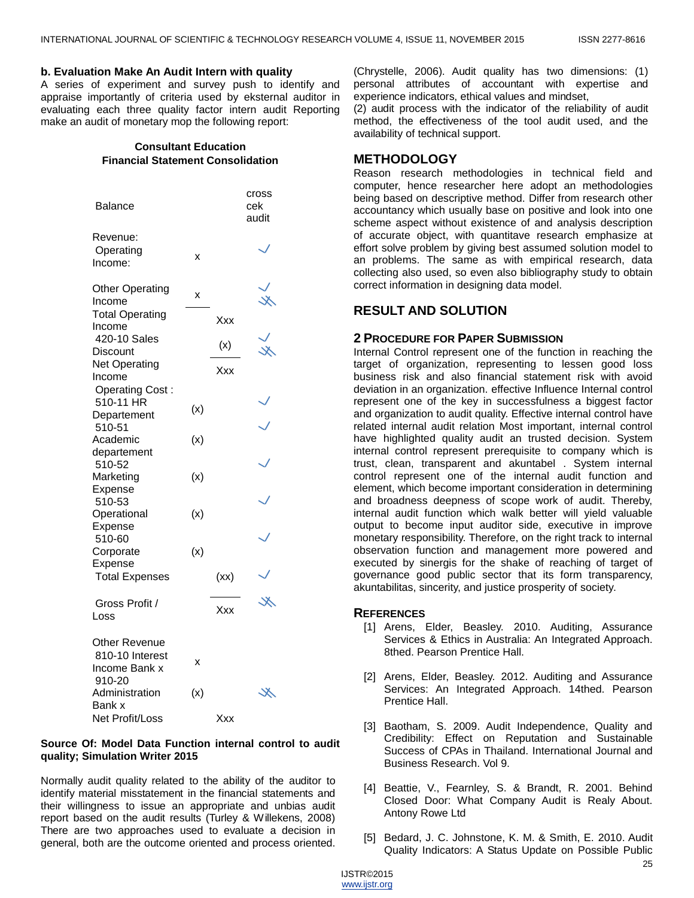**b. Evaluation Make An Audit Intern with quality**

A series of experiment and survey push to identify and appraise importantly of criteria used by eksternal auditor in evaluating each three quality factor intern audit Reporting make an audit of monetary mop the following report:

**Consultant Education**
**Financial Statement Consolidation**

| Balance | | | cross cek audit |
|---|---|---|---|
| Revenue: Operating Income: | x | | ✓ |
| Other Operating Income | x | | ✓ ✗ |
| Total Operating Income | | Xxx | |
| 420-10 Sales Discount | | (x) | ✓ ✗ |
| Net Operating Income | | Xxx | |
| Operating Cost : 510-11 HR Departement | (x) | | ✓ |
| 510-51 Academic departement | (x) | | ✓ |
| 510-52 Marketing Expense | (x) | | ✓ |
| 510-53 Operational Expense | (x) | | ✓ |
| 510-60 Corporate Expense | (x) | | ✓ |
| Total Expenses | | (xx) | ✓ |
| Gross Profit / Loss | | Xxx | ✗ |
| Other Revenue 810-10 Interest Income Bank x | x | | |
| 910-20 Administration Bank x | (x) | | ✗ |
| Net Profit/Loss | | Xxx | |

**Source Of: Model Data Function internal control to audit quality; Simulation Writer 2015**

Normally audit quality related to the ability of the auditor to identify material misstatement in the financial statements and their willingness to issue an appropriate and unbias audit report based on the audit results (Turley & Willekens, 2008) There are two approaches used to evaluate a decision in general, both are the outcome oriented and process oriented. (Chrystelle, 2006). Audit quality has two dimensions: (1) personal attributes of accountant with expertise and experience indicators, ethical values and mindset,
(2) audit process with the indicator of the reliability of audit method, the effectiveness of the tool audit used, and the availability of technical support.

## METHODOLOGY

Reason research methodologies in technical field and computer, hence researcher here adopt an methodologies being based on descriptive method. Differ from research other accountancy which usually base on positive and look into one scheme aspect without existence of and analysis description of accurate object, with quantitave research emphasize at effort solve problem by giving best assumed solution model to an problems. The same as with empirical research, data collecting also used, so even also bibliography study to obtain correct information in designing data model.

## RESULT AND SOLUTION

### 2 Procedure for Paper Submission

Internal Control represent one of the function in reaching the target of organization, representing to lessen good loss business risk and also financial statement risk with avoid deviation in an organization. effective Influence Internal control represent one of the key in successfulness a biggest factor and organization to audit quality. Effective internal control have related internal audit relation Most important, internal control have highlighted quality audit an trusted decision. System internal control represent prerequisite to company which is trust, clean, transparent and akuntabel . System internal control represent one of the internal audit function and element, which become important consideration in determining and broadness deepness of scope work of audit. Thereby, internal audit function which walk better will yield valuable output to become input auditor side, executive in improve monetary responsibility. Therefore, on the right track to internal observation function and management more powered and executed by sinergis for the shake of reaching of target of governance good public sector that its form transparency, akuntabilitas, sincerity, and justice prosperity of society.

### References

[1] Arens, Elder, Beasley. 2010. Auditing, Assurance Services & Ethics in Australia: An Integrated Approach. 8thed. Pearson Prentice Hall.

[2] Arens, Elder, Beasley. 2012. Auditing and Assurance Services: An Integrated Approach. 14thed. Pearson Prentice Hall.

[3] Baotham, S. 2009. Audit Independence, Quality and Credibility: Effect on Reputation and Sustainable Success of CPAs in Thailand. International Journal and Business Research. Vol 9.

[4] Beattie, V., Fearnley, S. & Brandt, R. 2001. Behind Closed Door: What Company Audit is Realy About. Antony Rowe Ltd

[5] Bedard, J. C. Johnstone, K. M. & Smith, E. 2010. Audit Quality Indicators: A Status Update on Possible Public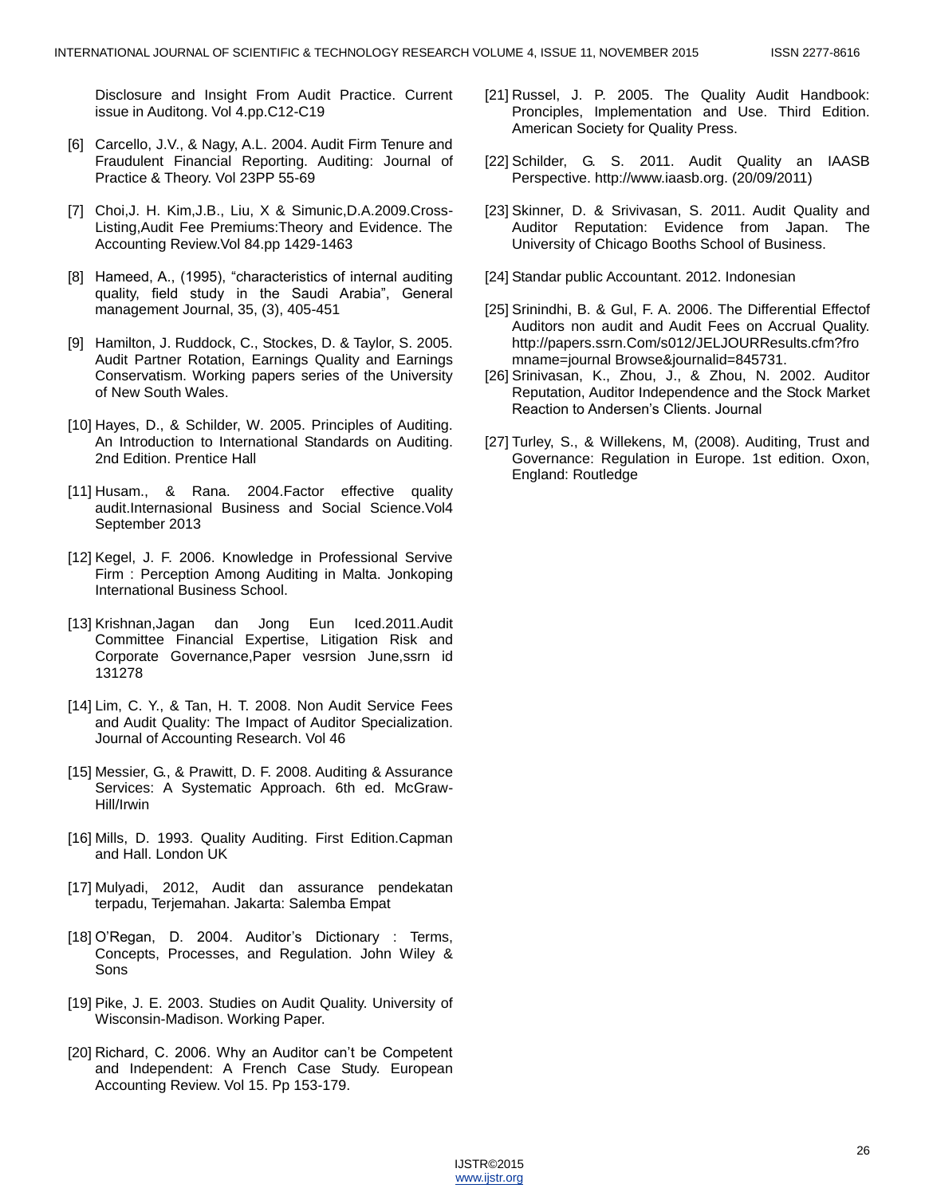Disclosure and Insight From Audit Practice. Current issue in Auditong. Vol 4.pp.C12-C19

[6] Carcello, J.V., & Nagy, A.L. 2004. Audit Firm Tenure and Fraudulent Financial Reporting. Auditing: Journal of Practice & Theory. Vol 23PP 55-69

[7] Choi,J. H. Kim,J.B., Liu, X & Simunic,D.A.2009.Cross-Listing,Audit Fee Premiums:Theory and Evidence. The Accounting Review.Vol 84.pp 1429-1463

[8] Hameed, A., (1995), "characteristics of internal auditing quality, field study in the Saudi Arabia", General management Journal, 35, (3), 405-451

[9] Hamilton, J. Ruddock, C., Stockes, D. & Taylor, S. 2005. Audit Partner Rotation, Earnings Quality and Earnings Conservatism. Working papers series of the University of New South Wales.

[10] Hayes, D., & Schilder, W. 2005. Principles of Auditing. An Introduction to International Standards on Auditing. 2nd Edition. Prentice Hall

[11] Husam., & Rana. 2004.Factor effective quality audit.Internasional Business and Social Science.Vol4 September 2013

[12] Kegel, J. F. 2006. Knowledge in Professional Servive Firm : Perception Among Auditing in Malta. Jonkoping International Business School.

[13] Krishnan,Jagan dan Jong Eun Iced.2011.Audit Committee Financial Expertise, Litigation Risk and Corporate Governance,Paper vesrsion June,ssrn id 131278

[14] Lim, C. Y., & Tan, H. T. 2008. Non Audit Service Fees and Audit Quality: The Impact of Auditor Specialization. Journal of Accounting Research. Vol 46

[15] Messier, G., & Prawitt, D. F. 2008. Auditing & Assurance Services: A Systematic Approach. 6th ed. McGraw-Hill/Irwin

[16] Mills, D. 1993. Quality Auditing. First Edition.Capman and Hall. London UK

[17] Mulyadi, 2012, Audit dan assurance pendekatan terpadu, Terjemahan. Jakarta: Salemba Empat

[18] O'Regan, D. 2004. Auditor's Dictionary : Terms, Concepts, Processes, and Regulation. John Wiley & Sons

[19] Pike, J. E. 2003. Studies on Audit Quality. University of Wisconsin-Madison. Working Paper.

[20] Richard, C. 2006. Why an Auditor can't be Competent and Independent: A French Case Study. European Accounting Review. Vol 15. Pp 153-179.

[21] Russel, J. P. 2005. The Quality Audit Handbook: Pronciples, Implementation and Use. Third Edition. American Society for Quality Press.

[22] Schilder, G. S. 2011. Audit Quality an IAASB Perspective. http://www.iaasb.org. (20/09/2011)

[23] Skinner, D. & Srivivasan, S. 2011. Audit Quality and Auditor Reputation: Evidence from Japan. The University of Chicago Booths School of Business.

[24] Standar public Accountant. 2012. Indonesian

[25] Srinindhi, B. & Gul, F. A. 2006. The Differential Effectof Auditors non audit and Audit Fees on Accrual Quality. http://papers.ssrn.Com/s012/JELJOURResults.cfm?fromname=journal Browse&journalid=845731.

[26] Srinivasan, K., Zhou, J., & Zhou, N. 2002. Auditor Reputation, Auditor Independence and the Stock Market Reaction to Andersen's Clients. Journal

[27] Turley, S., & Willekens, M, (2008). Auditing, Trust and Governance: Regulation in Europe. 1st edition. Oxon, England: Routledge